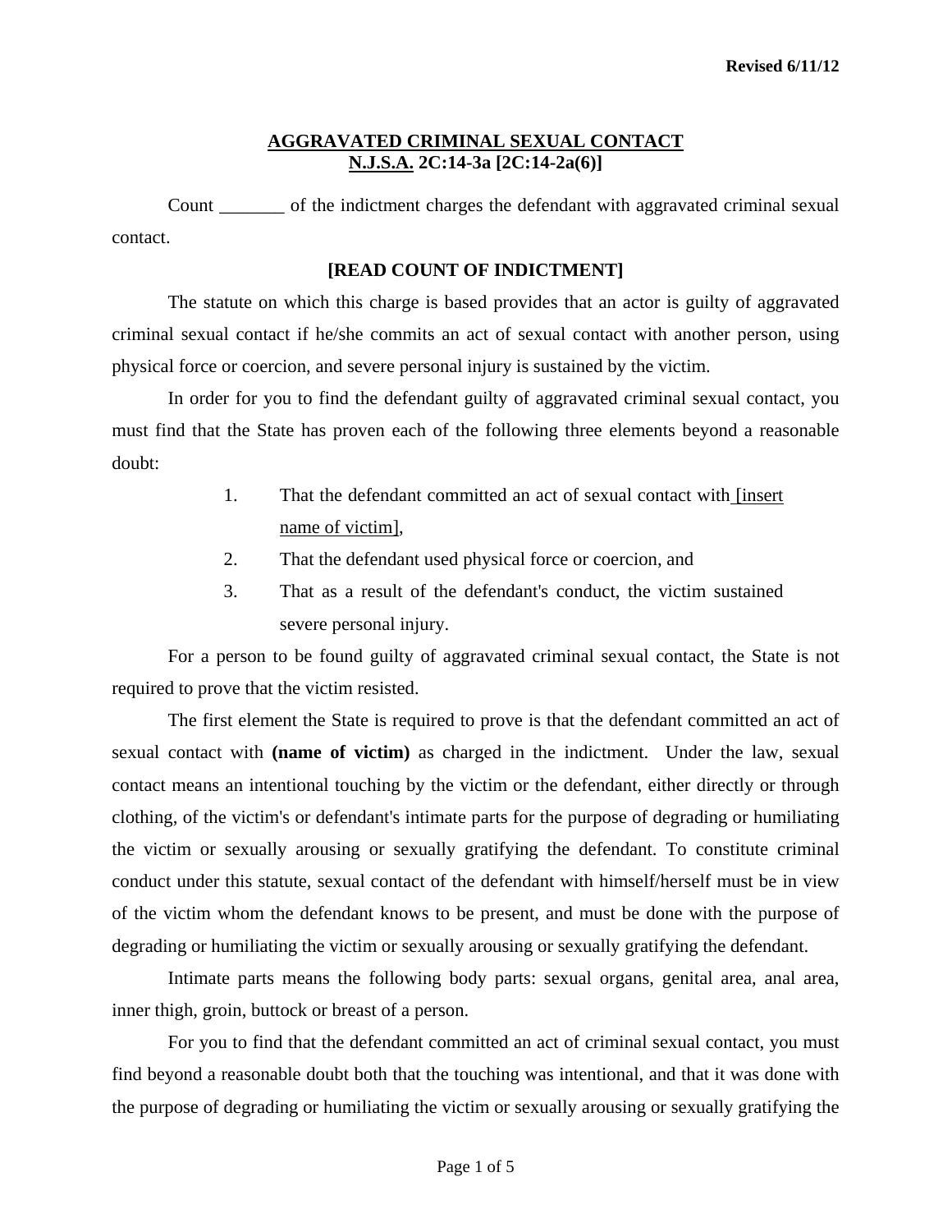Revised 6/11/12

# AGGRAVATED CRIMINAL SEXUAL CONTACT
## N.J.S.A. 2C:14-3a [2C:14-2a(6)]

Count _______ of the indictment charges the defendant with aggravated criminal sexual contact.

**[READ COUNT OF INDICTMENT]**

The statute on which this charge is based provides that an actor is guilty of aggravated criminal sexual contact if he/she commits an act of sexual contact with another person, using physical force or coercion, and severe personal injury is sustained by the victim.

In order for you to find the defendant guilty of aggravated criminal sexual contact, you must find that the State has proven each of the following three elements beyond a reasonable doubt:

1. That the defendant committed an act of sexual contact with [insert name of victim],
2. That the defendant used physical force or coercion, and
3. That as a result of the defendant's conduct, the victim sustained severe personal injury.

For a person to be found guilty of aggravated criminal sexual contact, the State is not required to prove that the victim resisted.

The first element the State is required to prove is that the defendant committed an act of sexual contact with **(name of victim)** as charged in the indictment. Under the law, sexual contact means an intentional touching by the victim or the defendant, either directly or through clothing, of the victim's or defendant's intimate parts for the purpose of degrading or humiliating the victim or sexually arousing or sexually gratifying the defendant. To constitute criminal conduct under this statute, sexual contact of the defendant with himself/herself must be in view of the victim whom the defendant knows to be present, and must be done with the purpose of degrading or humiliating the victim or sexually arousing or sexually gratifying the defendant.

Intimate parts means the following body parts: sexual organs, genital area, anal area, inner thigh, groin, buttock or breast of a person.

For you to find that the defendant committed an act of criminal sexual contact, you must find beyond a reasonable doubt both that the touching was intentional, and that it was done with the purpose of degrading or humiliating the victim or sexually arousing or sexually gratifying the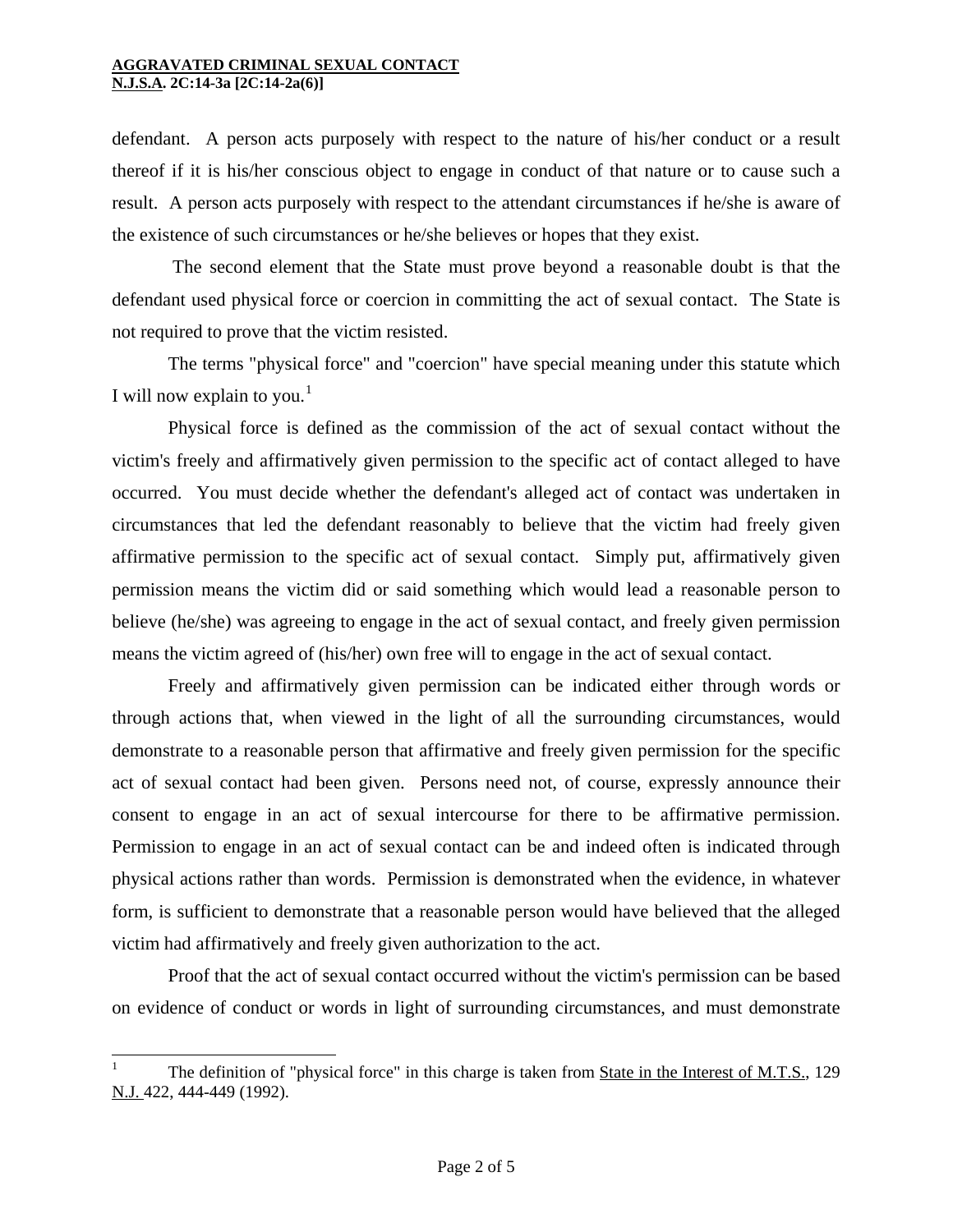defendant. A person acts purposely with respect to the nature of his/her conduct or a result thereof if it is his/her conscious object to engage in conduct of that nature or to cause such a result. A person acts purposely with respect to the attendant circumstances if he/she is aware of the existence of such circumstances or he/she believes or hopes that they exist.

The second element that the State must prove beyond a reasonable doubt is that the defendant used physical force or coercion in committing the act of sexual contact. The State is not required to prove that the victim resisted.

The terms "physical force" and "coercion" have special meaning under this statute which I will now explain to you.[1]

Physical force is defined as the commission of the act of sexual contact without the victim's freely and affirmatively given permission to the specific act of contact alleged to have occurred. You must decide whether the defendant's alleged act of contact was undertaken in circumstances that led the defendant reasonably to believe that the victim had freely given affirmative permission to the specific act of sexual contact. Simply put, affirmatively given permission means the victim did or said something which would lead a reasonable person to believe (he/she) was agreeing to engage in the act of sexual contact, and freely given permission means the victim agreed of (his/her) own free will to engage in the act of sexual contact.

Freely and affirmatively given permission can be indicated either through words or through actions that, when viewed in the light of all the surrounding circumstances, would demonstrate to a reasonable person that affirmative and freely given permission for the specific act of sexual contact had been given. Persons need not, of course, expressly announce their consent to engage in an act of sexual intercourse for there to be affirmative permission. Permission to engage in an act of sexual contact can be and indeed often is indicated through physical actions rather than words. Permission is demonstrated when the evidence, in whatever form, is sufficient to demonstrate that a reasonable person would have believed that the alleged victim had affirmatively and freely given authorization to the act.

Proof that the act of sexual contact occurred without the victim's permission can be based on evidence of conduct or words in light of surrounding circumstances, and must demonstrate

---

[1] The definition of "physical force" in this charge is taken from State in the Interest of M.T.S., 129 N.J. 422, 444-449 (1992).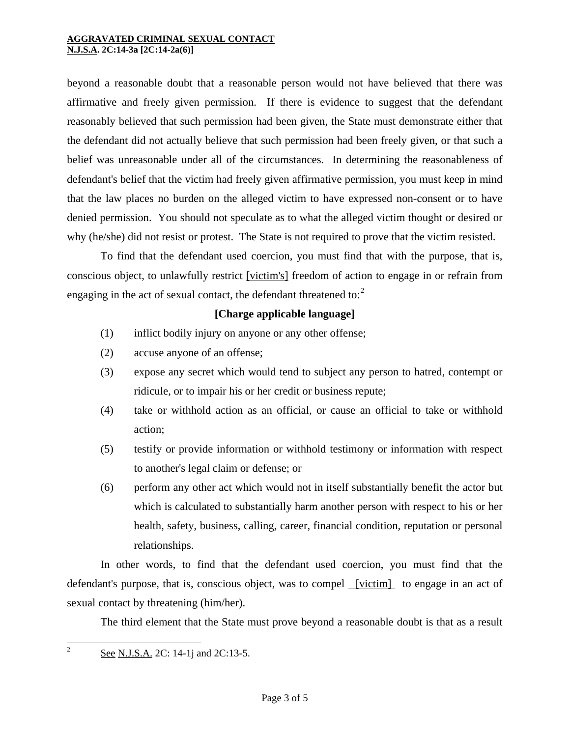beyond a reasonable doubt that a reasonable person would not have believed that there was affirmative and freely given permission. If there is evidence to suggest that the defendant reasonably believed that such permission had been given, the State must demonstrate either that the defendant did not actually believe that such permission had been freely given, or that such a belief was unreasonable under all of the circumstances. In determining the reasonableness of defendant's belief that the victim had freely given affirmative permission, you must keep in mind that the law places no burden on the alleged victim to have expressed non-consent or to have denied permission. You should not speculate as to what the alleged victim thought or desired or why (he/she) did not resist or protest. The State is not required to prove that the victim resisted.

To find that the defendant used coercion, you must find that with the purpose, that is, conscious object, to unlawfully restrict [victim's] freedom of action to engage in or refrain from engaging in the act of sexual contact, the defendant threatened to:[2]

**[Charge applicable language]**

(1) inflict bodily injury on anyone or any other offense;

(2) accuse anyone of an offense;

(3) expose any secret which would tend to subject any person to hatred, contempt or ridicule, or to impair his or her credit or business repute;

(4) take or withhold action as an official, or cause an official to take or withhold action;

(5) testify or provide information or withhold testimony or information with respect to another's legal claim or defense; or

(6) perform any other act which would not in itself substantially benefit the actor but which is calculated to substantially harm another person with respect to his or her health, safety, business, calling, career, financial condition, reputation or personal relationships.

In other words, to find that the defendant used coercion, you must find that the defendant's purpose, that is, conscious object, was to compel [victim] to engage in an act of sexual contact by threatening (him/her).

The third element that the State must prove beyond a reasonable doubt is that as a result

---

[2] See N.J.S.A. 2C: 14-1j and 2C:13-5.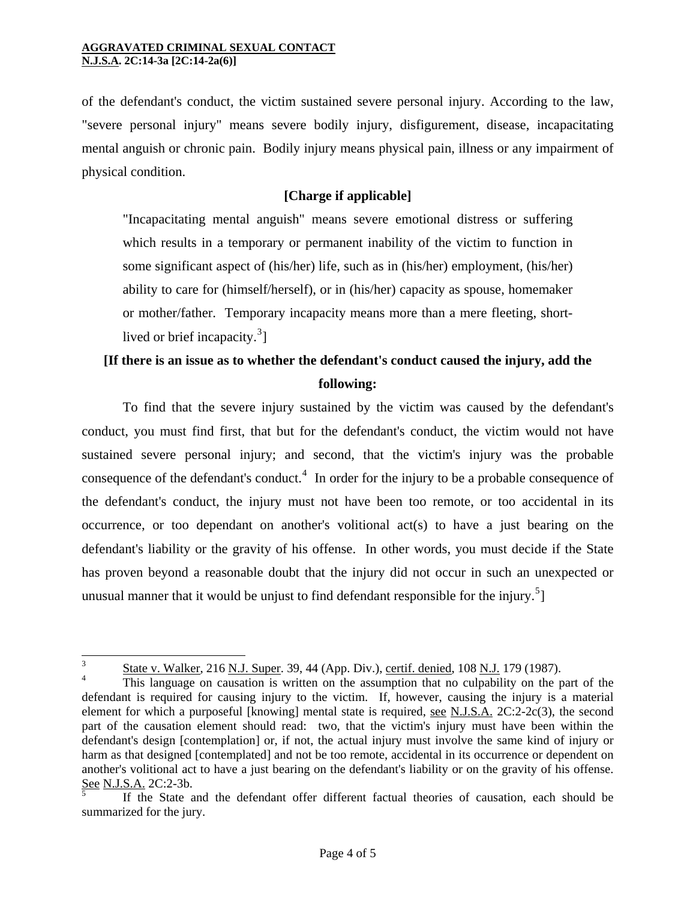of the defendant's conduct, the victim sustained severe personal injury. According to the law, "severe personal injury" means severe bodily injury, disfigurement, disease, incapacitating mental anguish or chronic pain. Bodily injury means physical pain, illness or any impairment of physical condition.

**[Charge if applicable]**

> "Incapacitating mental anguish" means severe emotional distress or suffering which results in a temporary or permanent inability of the victim to function in some significant aspect of (his/her) life, such as in (his/her) employment, (his/her) ability to care for (himself/herself), or in (his/her) capacity as spouse, homemaker or mother/father. Temporary incapacity means more than a mere fleeting, short-lived or brief incapacity.[3]]

**[If there is an issue as to whether the defendant's conduct caused the injury, add the following:**

To find that the severe injury sustained by the victim was caused by the defendant's conduct, you must find first, that but for the defendant's conduct, the victim would not have sustained severe personal injury; and second, that the victim's injury was the probable consequence of the defendant's conduct.[4] In order for the injury to be a probable consequence of the defendant's conduct, the injury must not have been too remote, or too accidental in its occurrence, or too dependant on another's volitional act(s) to have a just bearing on the defendant's liability or the gravity of his offense. In other words, you must decide if the State has proven beyond a reasonable doubt that the injury did not occur in such an unexpected or unusual manner that it would be unjust to find defendant responsible for the injury.[5]]

---

[3] State v. Walker, 216 N.J. Super. 39, 44 (App. Div.), certif. denied, 108 N.J. 179 (1987).

[4] This language on causation is written on the assumption that no culpability on the part of the defendant is required for causing injury to the victim. If, however, causing the injury is a material element for which a purposeful [knowing] mental state is required, see N.J.S.A. 2C:2-2c(3), the second part of the causation element should read: two, that the victim's injury must have been within the defendant's design [contemplation] or, if not, the actual injury must involve the same kind of injury or harm as that designed [contemplated] and not be too remote, accidental in its occurrence or dependent on another's volitional act to have a just bearing on the defendant's liability or on the gravity of his offense. See N.J.S.A. 2C:2-3b.

[5] If the State and the defendant offer different factual theories of causation, each should be summarized for the jury.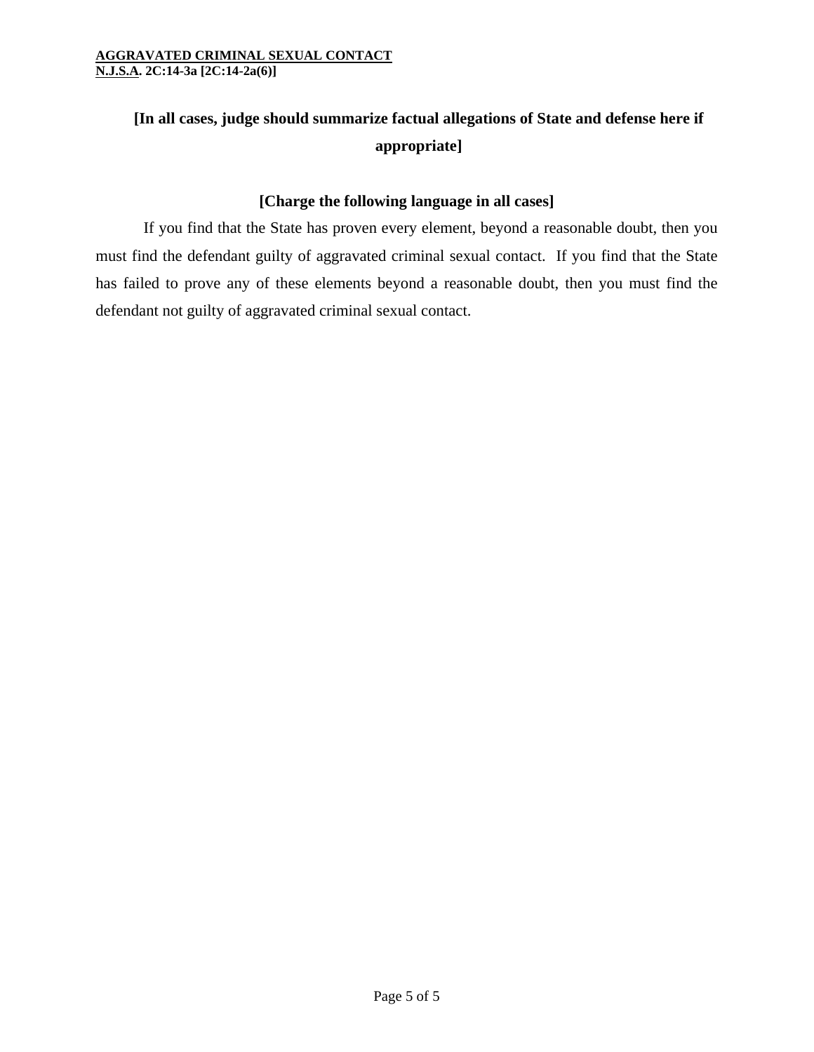**[In all cases, judge should summarize factual allegations of State and defense here if appropriate]**

**[Charge the following language in all cases]**

If you find that the State has proven every element, beyond a reasonable doubt, then you must find the defendant guilty of aggravated criminal sexual contact. If you find that the State has failed to prove any of these elements beyond a reasonable doubt, then you must find the defendant not guilty of aggravated criminal sexual contact.